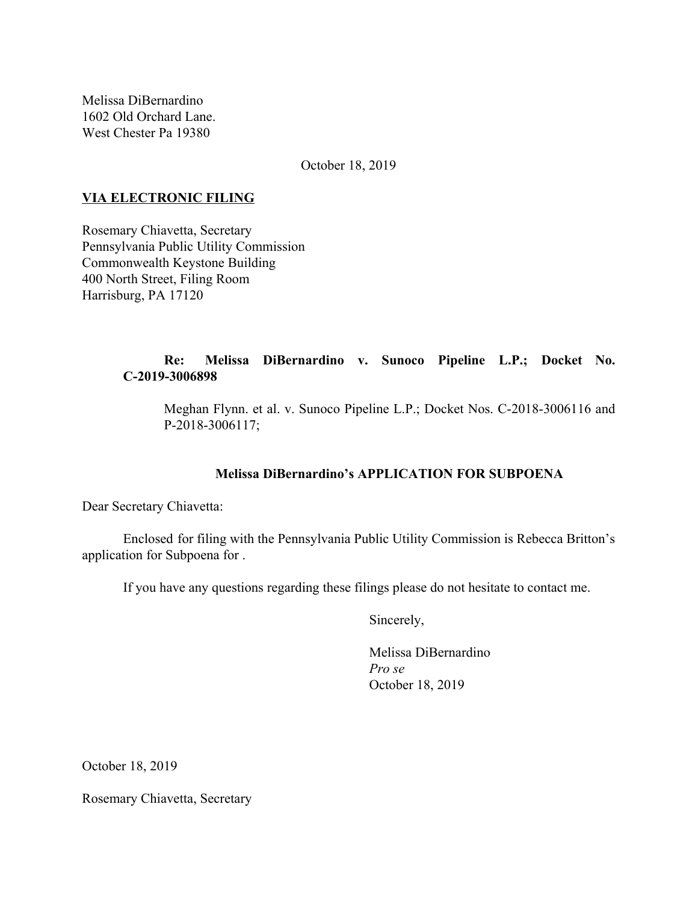Melissa DiBernardino
1602 Old Orchard Lane.
West Chester Pa 19380

October 18, 2019

**VIA ELECTRONIC FILING**

Rosemary Chiavetta, Secretary
Pennsylvania Public Utility Commission
Commonwealth Keystone Building
400 North Street, Filing Room
Harrisburg, PA 17120

**Re: Melissa DiBernardino v. Sunoco Pipeline L.P.; Docket No. C-2019-3006898**

Meghan Flynn. et al. v. Sunoco Pipeline L.P.; Docket Nos. C-2018-3006116 and P-2018-3006117;

**Melissa DiBernardino's APPLICATION FOR SUBPOENA**

Dear Secretary Chiavetta:

Enclosed for filing with the Pennsylvania Public Utility Commission is Rebecca Britton's application for Subpoena for .

If you have any questions regarding these filings please do not hesitate to contact me.

Sincerely,

Melissa DiBernardino
*Pro se*
October 18, 2019

October 18, 2019

Rosemary Chiavetta, Secretary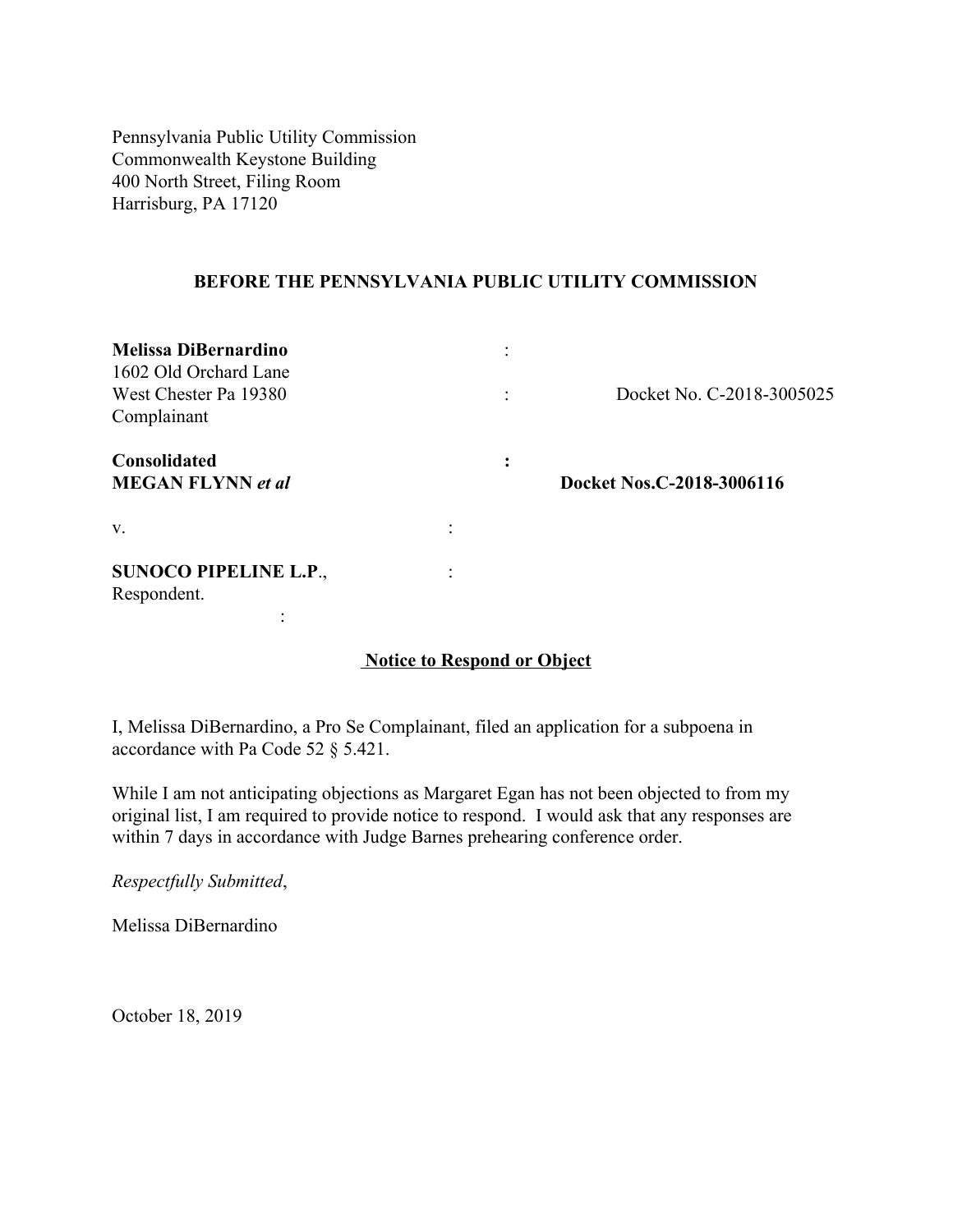Pennsylvania Public Utility Commission
Commonwealth Keystone Building
400 North Street, Filing Room
Harrisburg, PA 17120

**BEFORE THE PENNSYLVANIA PUBLIC UTILITY COMMISSION**

| | | |
|---|---|---|
| **Melissa DiBernardino** | : | |
| 1602 Old Orchard Lane | | |
| West Chester Pa 19380 | : | Docket No. C-2018-3005025 |
| Complainant | | |
| **Consolidated** | **:** | |
| **MEGAN FLYNN** ***et al*** | | **Docket Nos.C-2018-3006116** |
| v. | : | |
| **SUNOCO PIPELINE L.P**., | : | |
| Respondent. | | |
| : | | |

**Notice to Respond or Object**

I, Melissa DiBernardino, a Pro Se Complainant, filed an application for a subpoena in accordance with Pa Code 52 § 5.421.

While I am not anticipating objections as Margaret Egan has not been objected to from my original list, I am required to provide notice to respond. I would ask that any responses are within 7 days in accordance with Judge Barnes prehearing conference order.

*Respectfully Submitted*,

Melissa DiBernardino

October 18, 2019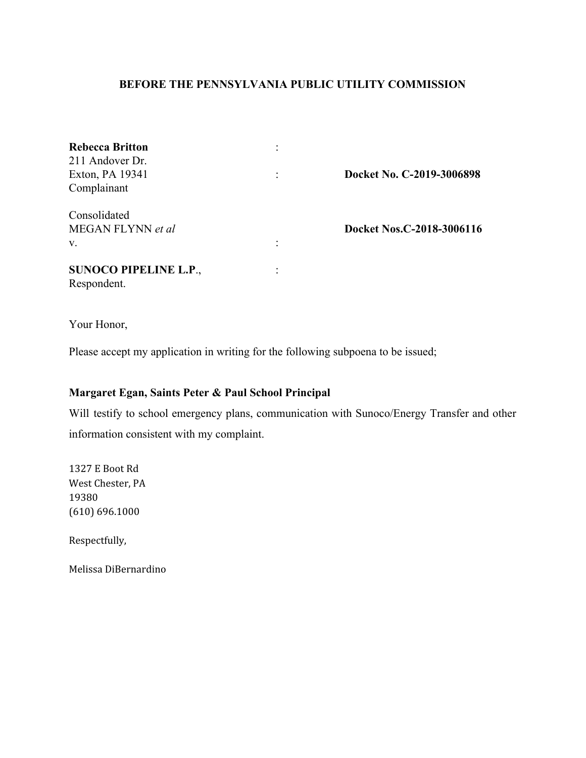**BEFORE THE PENNSYLVANIA PUBLIC UTILITY COMMISSION**

| | | |
|---|---|---|
| **Rebecca Britton**<br>211 Andover Dr.<br>Exton, PA 19341<br>Complainant | :<br><br>: | <br><br>**Docket No. C-2019-3006898** |
| Consolidated<br>MEGAN FLYNN *et al*<br>v. | <br><br>: | <br>**Docket Nos.C-2018-3006116** |
| **SUNOCO PIPELINE L.P**.,<br>Respondent. | : | |

Your Honor,

Please accept my application in writing for the following subpoena to be issued;

**Margaret Egan, Saints Peter & Paul School Principal**

Will testify to school emergency plans, communication with Sunoco/Energy Transfer and other information consistent with my complaint.

1327 E Boot Rd
West Chester, PA
19380
(610) 696.1000

Respectfully,

Melissa DiBernardino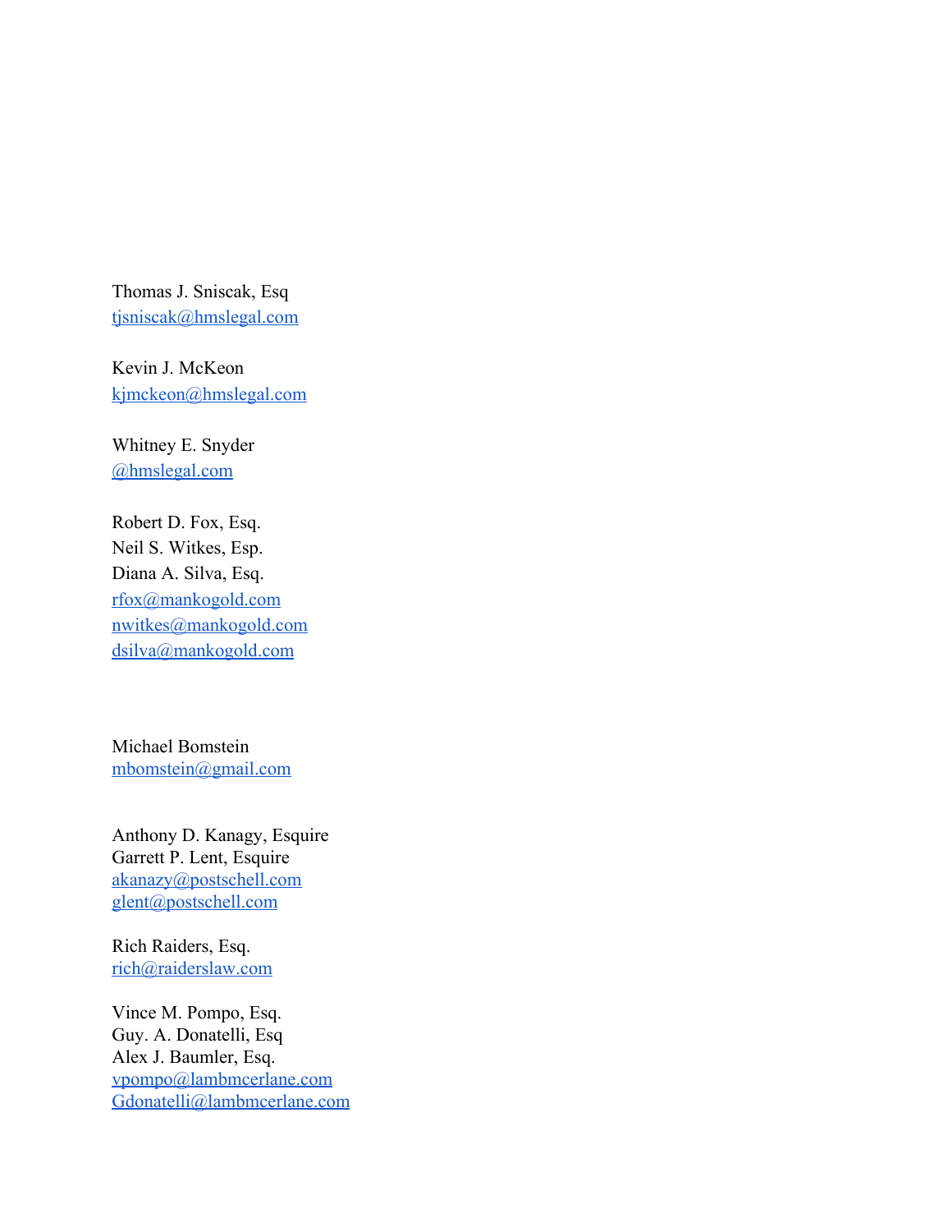Thomas J. Sniscak, Esq
tjsniscak@hmslegal.com

Kevin J. McKeon
kjmckeon@hmslegal.com

Whitney E. Snyder
@hmslegal.com

Robert D. Fox, Esq.
Neil S. Witkes, Esp.
Diana A. Silva, Esq.
rfox@mankogold.com
nwitkes@mankogold.com
dsilva@mankogold.com

Michael Bomstein
mbomstein@gmail.com

Anthony D. Kanagy, Esquire
Garrett P. Lent, Esquire
akanazy@postschell.com
glent@postschell.com

Rich Raiders, Esq.
rich@raiderslaw.com

Vince M. Pompo, Esq.
Guy. A. Donatelli, Esq
Alex J. Baumler, Esq.
vpompo@lambmcerlane.com
Gdonatelli@lambmcerlane.com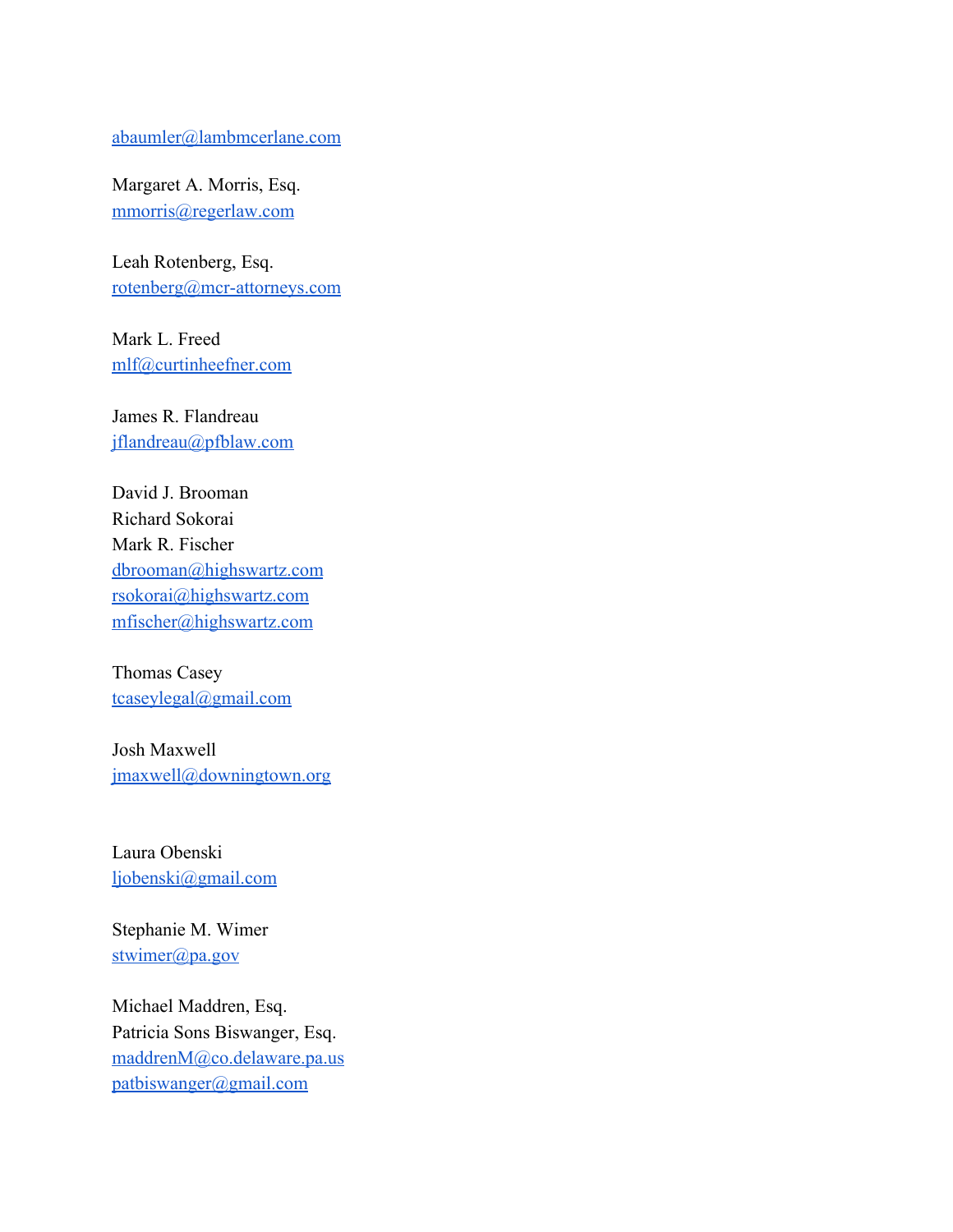abaumler@lambmcerlane.com

Margaret A. Morris, Esq.
mmorris@regerlaw.com

Leah Rotenberg, Esq.
rotenberg@mcr-attorneys.com

Mark L. Freed
mlf@curtinheefner.com

James R. Flandreau
jflandreau@pfblaw.com

David J. Brooman
Richard Sokorai
Mark R. Fischer
dbrooman@highswartz.com
rsokorai@highswartz.com
mfischer@highswartz.com

Thomas Casey
tcaseylegal@gmail.com

Josh Maxwell
jmaxwell@downingtown.org

Laura Obenski
ljobenski@gmail.com

Stephanie M. Wimer
stwimer@pa.gov

Michael Maddren, Esq.
Patricia Sons Biswanger, Esq.
maddrenM@co.delaware.pa.us
patbiswanger@gmail.com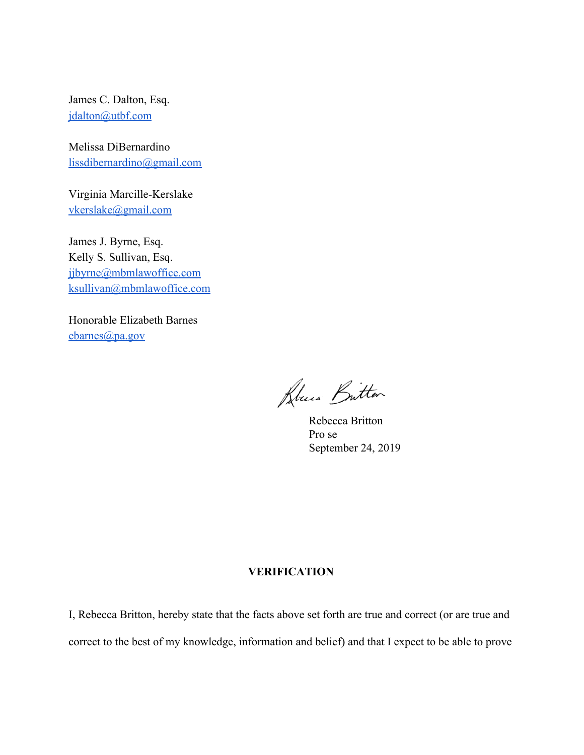James C. Dalton, Esq.
jdalton@utbf.com

Melissa DiBernardino
lissdibernardino@gmail.com

Virginia Marcille-Kerslake
vkerslake@gmail.com

James J. Byrne, Esq.
Kelly S. Sullivan, Esq.
jjbyrne@mbmlawoffice.com
ksullivan@mbmlawoffice.com

Honorable Elizabeth Barnes
ebarnes@pa.gov

Rebecca Britton
Pro se
September 24, 2019

**VERIFICATION**

I, Rebecca Britton, hereby state that the facts above set forth are true and correct (or are true and correct to the best of my knowledge, information and belief) and that I expect to be able to prove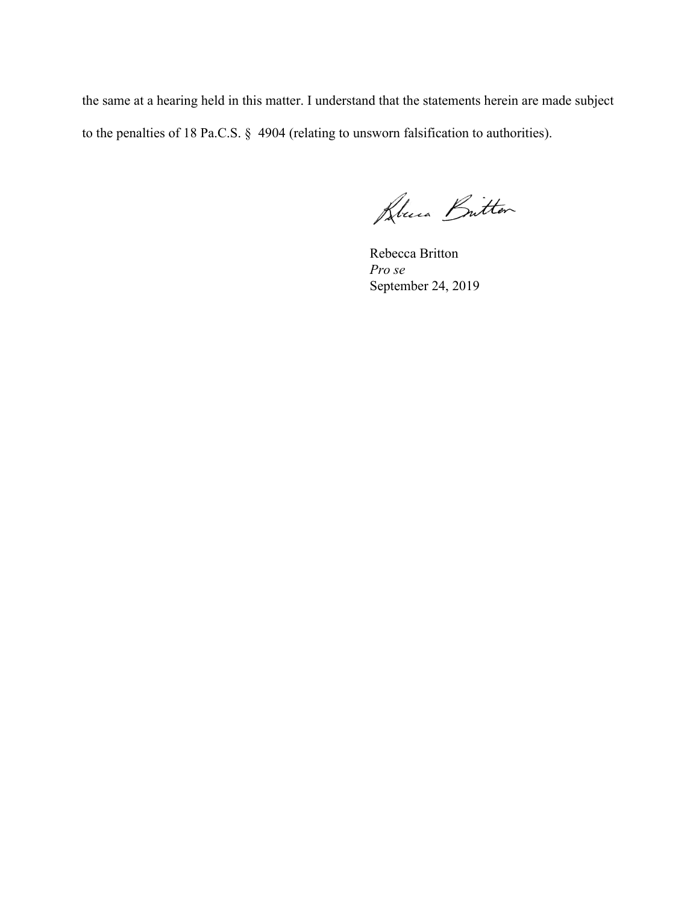the same at a hearing held in this matter. I understand that the statements herein are made subject to the penalties of 18 Pa.C.S. § 4904 (relating to unsworn falsification to authorities).

Rebecca Britton
*Pro se*
September 24, 2019